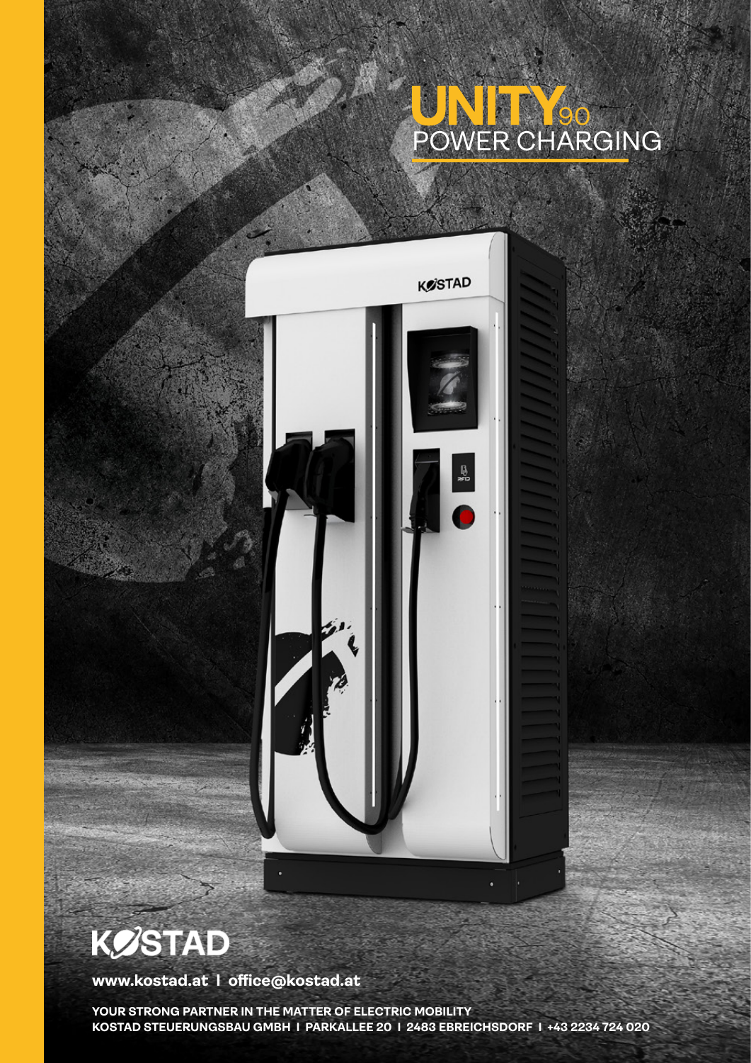# UNITY90 POWER CHARGING

KOSTAD

**www.kostad.at | office@kostad.at**

**YOUR STRONG PARTNER IN THE MATTER OF ELECTRIC MOBILITY**
**KOSTAD STEUERUNGSBAU GMBH | PARKALLEE 20 | 2483 EBREICHSDORF | +43 2234 724 020**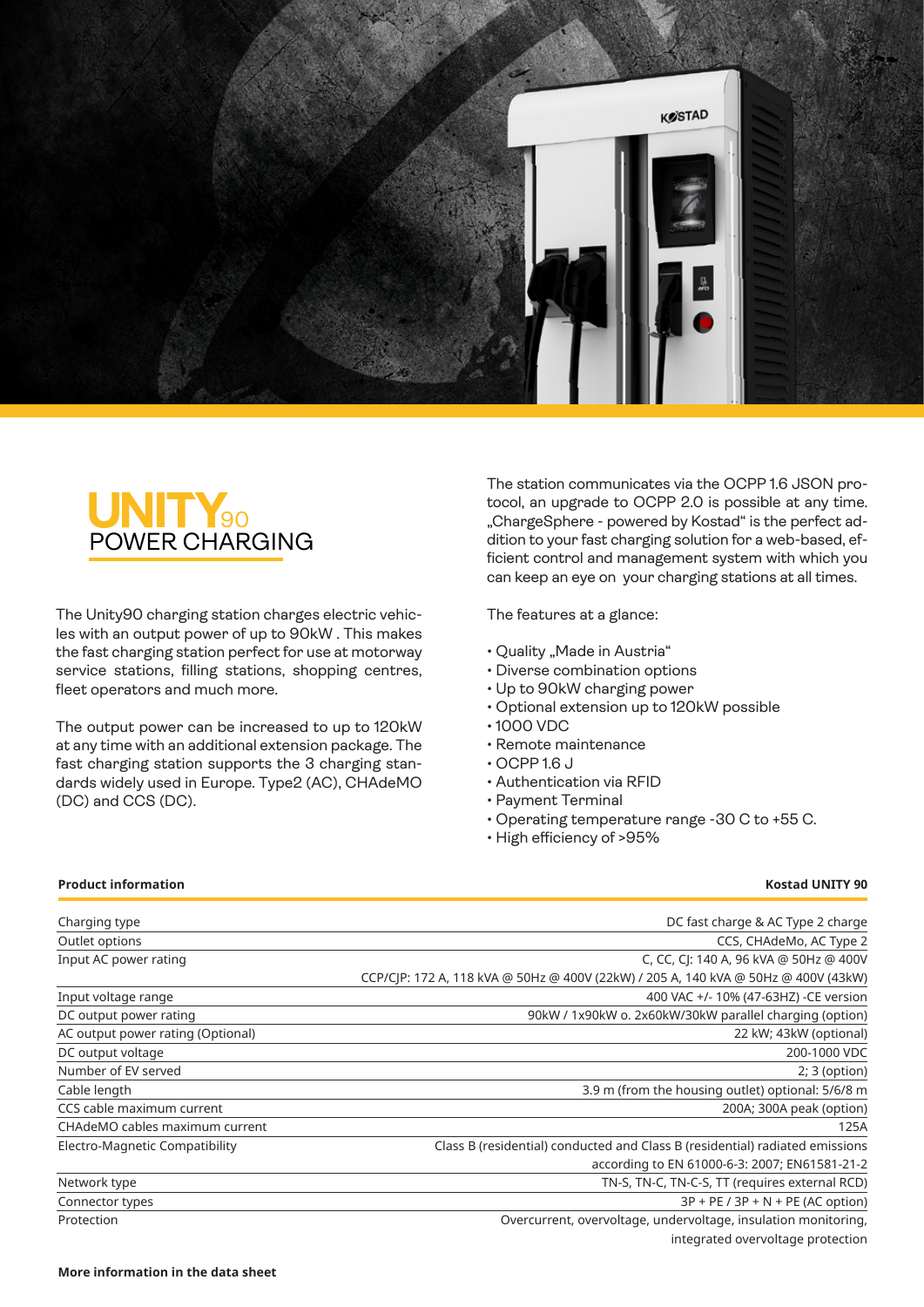# UNITY90
## POWER CHARGING

The Unity90 charging station charges electric vehicles with an output power of up to 90kW . This makes the fast charging station perfect for use at motorway service stations, filling stations, shopping centres, fleet operators and much more.

The output power can be increased to up to 120kW at any time with an additional extension package. The fast charging station supports the 3 charging standards widely used in Europe. Type2 (AC), CHAdeMO (DC) and CCS (DC).

The station communicates via the OCPP 1.6 JSON protocol, an upgrade to OCPP 2.0 is possible at any time. „ChargeSphere - powered by Kostad" is the perfect addition to your fast charging solution for a web-based, efficient control and management system with which you can keep an eye on your charging stations at all times.

The features at a glance:

- Quality „Made in Austria"
- Diverse combination options
- Up to 90kW charging power
- Optional extension up to 120kW possible
- 1000 VDC
- Remote maintenance
- OCPP 1.6 J
- Authentication via RFID
- Payment Terminal
- Operating temperature range -30 C to +55 C.
- High efficiency of >95%

| **Product information** | **Kostad UNITY 90** |
|---|---|
| Charging type | DC fast charge & AC Type 2 charge |
| Outlet options | CCS, CHAdeMo, AC Type 2 |
| Input AC power rating | C, CC, CJ: 140 A, 96 kVA @ 50Hz @ 400V<br>CCP/CJP: 172 A, 118 kVA @ 50Hz @ 400V (22kW) / 205 A, 140 kVA @ 50Hz @ 400V (43kW) |
| Input voltage range | 400 VAC +/- 10% (47-63HZ) -CE version |
| DC output power rating | 90kW / 1x90kW o. 2x60kW/30kW parallel charging (option) |
| AC output power rating (Optional) | 22 kW; 43kW (optional) |
| DC output voltage | 200-1000 VDC |
| Number of EV served | 2; 3 (option) |
| Cable length | 3.9 m (from the housing outlet) optional: 5/6/8 m |
| CCS cable maximum current | 200A; 300A peak (option) |
| CHAdeMO cables maximum current | 125A |
| Electro-Magnetic Compatibility | Class B (residential) conducted and Class B (residential) radiated emissions according to EN 61000-6-3: 2007; EN61581-21-2 |
| Network type | TN-S, TN-C, TN-C-S, TT (requires external RCD) |
| Connector types | 3P + PE / 3P + N + PE (AC option) |
| Protection | Overcurrent, overvoltage, undervoltage, insulation monitoring, integrated overvoltage protection |

**More information in the data sheet**